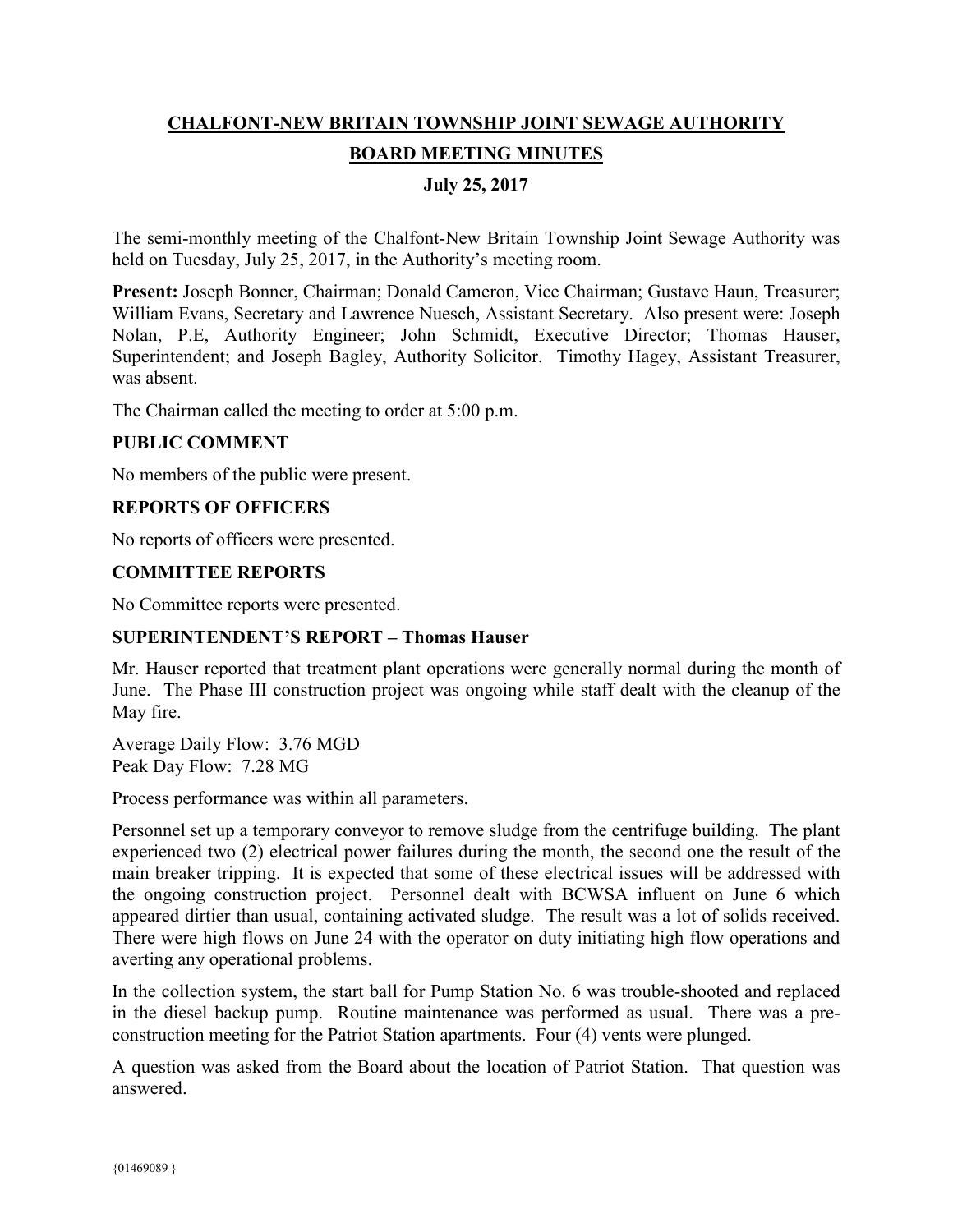# CHALFONT-NEW BRITAIN TOWNSHIP JOINT SEWAGE AUTHORITY

## BOARD MEETING MINUTES

### July 25, 2017

The semi-monthly meeting of the Chalfont-New Britain Township Joint Sewage Authority was held on Tuesday, July 25, 2017, in the Authority's meeting room.

**Present:** Joseph Bonner, Chairman; Donald Cameron, Vice Chairman; Gustave Haun, Treasurer; William Evans, Secretary and Lawrence Nuesch, Assistant Secretary. Also present were: Joseph Nolan, P.E, Authority Engineer; John Schmidt, Executive Director; Thomas Hauser, Superintendent; and Joseph Bagley, Authority Solicitor. Timothy Hagey, Assistant Treasurer, was absent.

The Chairman called the meeting to order at 5:00 p.m.

**PUBLIC COMMENT**

No members of the public were present.

**REPORTS OF OFFICERS**

No reports of officers were presented.

**COMMITTEE REPORTS**

No Committee reports were presented.

**SUPERINTENDENT'S REPORT – Thomas Hauser**

Mr. Hauser reported that treatment plant operations were generally normal during the month of June. The Phase III construction project was ongoing while staff dealt with the cleanup of the May fire.

Average Daily Flow: 3.76 MGD
Peak Day Flow: 7.28 MG

Process performance was within all parameters.

Personnel set up a temporary conveyor to remove sludge from the centrifuge building. The plant experienced two (2) electrical power failures during the month, the second one the result of the main breaker tripping. It is expected that some of these electrical issues will be addressed with the ongoing construction project. Personnel dealt with BCWSA influent on June 6 which appeared dirtier than usual, containing activated sludge. The result was a lot of solids received. There were high flows on June 24 with the operator on duty initiating high flow operations and averting any operational problems.

In the collection system, the start ball for Pump Station No. 6 was trouble-shooted and replaced in the diesel backup pump. Routine maintenance was performed as usual. There was a pre-construction meeting for the Patriot Station apartments. Four (4) vents were plunged.

A question was asked from the Board about the location of Patriot Station. That question was answered.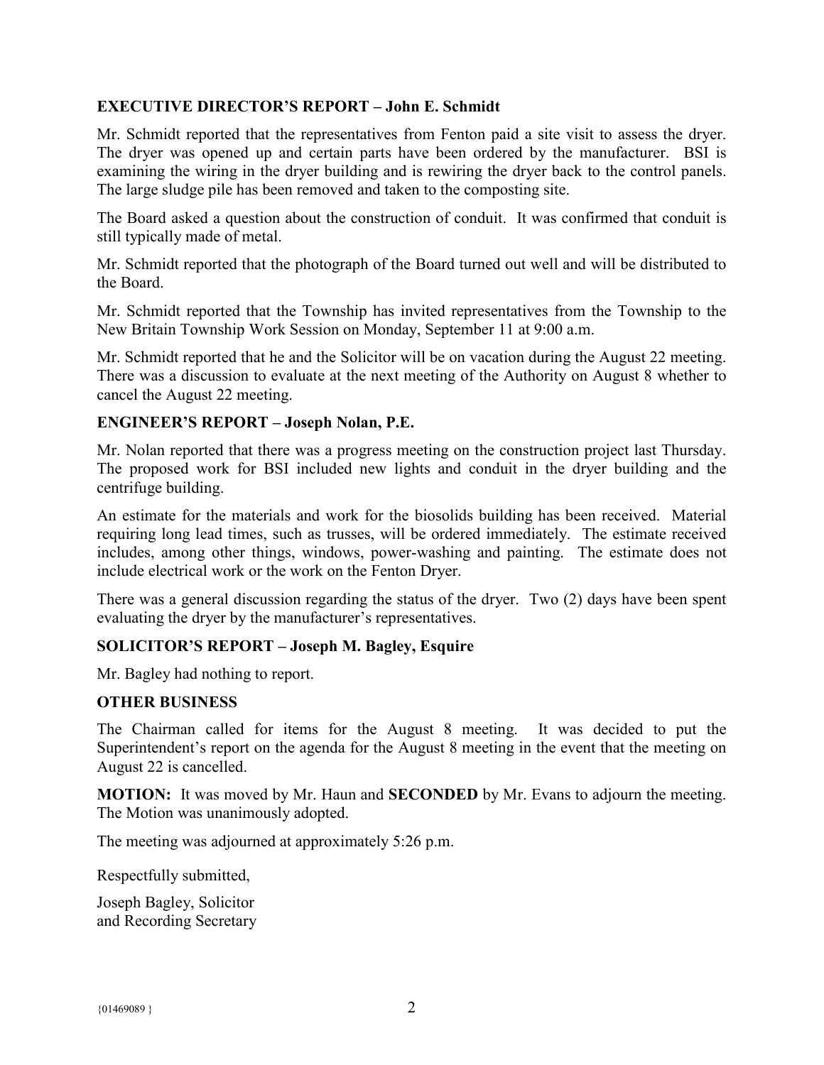**EXECUTIVE DIRECTOR'S REPORT – John E. Schmidt**

Mr. Schmidt reported that the representatives from Fenton paid a site visit to assess the dryer. The dryer was opened up and certain parts have been ordered by the manufacturer. BSI is examining the wiring in the dryer building and is rewiring the dryer back to the control panels. The large sludge pile has been removed and taken to the composting site.

The Board asked a question about the construction of conduit. It was confirmed that conduit is still typically made of metal.

Mr. Schmidt reported that the photograph of the Board turned out well and will be distributed to the Board.

Mr. Schmidt reported that the Township has invited representatives from the Township to the New Britain Township Work Session on Monday, September 11 at 9:00 a.m.

Mr. Schmidt reported that he and the Solicitor will be on vacation during the August 22 meeting. There was a discussion to evaluate at the next meeting of the Authority on August 8 whether to cancel the August 22 meeting.

**ENGINEER'S REPORT – Joseph Nolan, P.E.**

Mr. Nolan reported that there was a progress meeting on the construction project last Thursday. The proposed work for BSI included new lights and conduit in the dryer building and the centrifuge building.

An estimate for the materials and work for the biosolids building has been received. Material requiring long lead times, such as trusses, will be ordered immediately. The estimate received includes, among other things, windows, power-washing and painting. The estimate does not include electrical work or the work on the Fenton Dryer.

There was a general discussion regarding the status of the dryer. Two (2) days have been spent evaluating the dryer by the manufacturer's representatives.

**SOLICITOR'S REPORT – Joseph M. Bagley, Esquire**

Mr. Bagley had nothing to report.

**OTHER BUSINESS**

The Chairman called for items for the August 8 meeting. It was decided to put the Superintendent's report on the agenda for the August 8 meeting in the event that the meeting on August 22 is cancelled.

**MOTION:** It was moved by Mr. Haun and **SECONDED** by Mr. Evans to adjourn the meeting. The Motion was unanimously adopted.

The meeting was adjourned at approximately 5:26 p.m.

Respectfully submitted,

Joseph Bagley, Solicitor
and Recording Secretary

{01469089 }